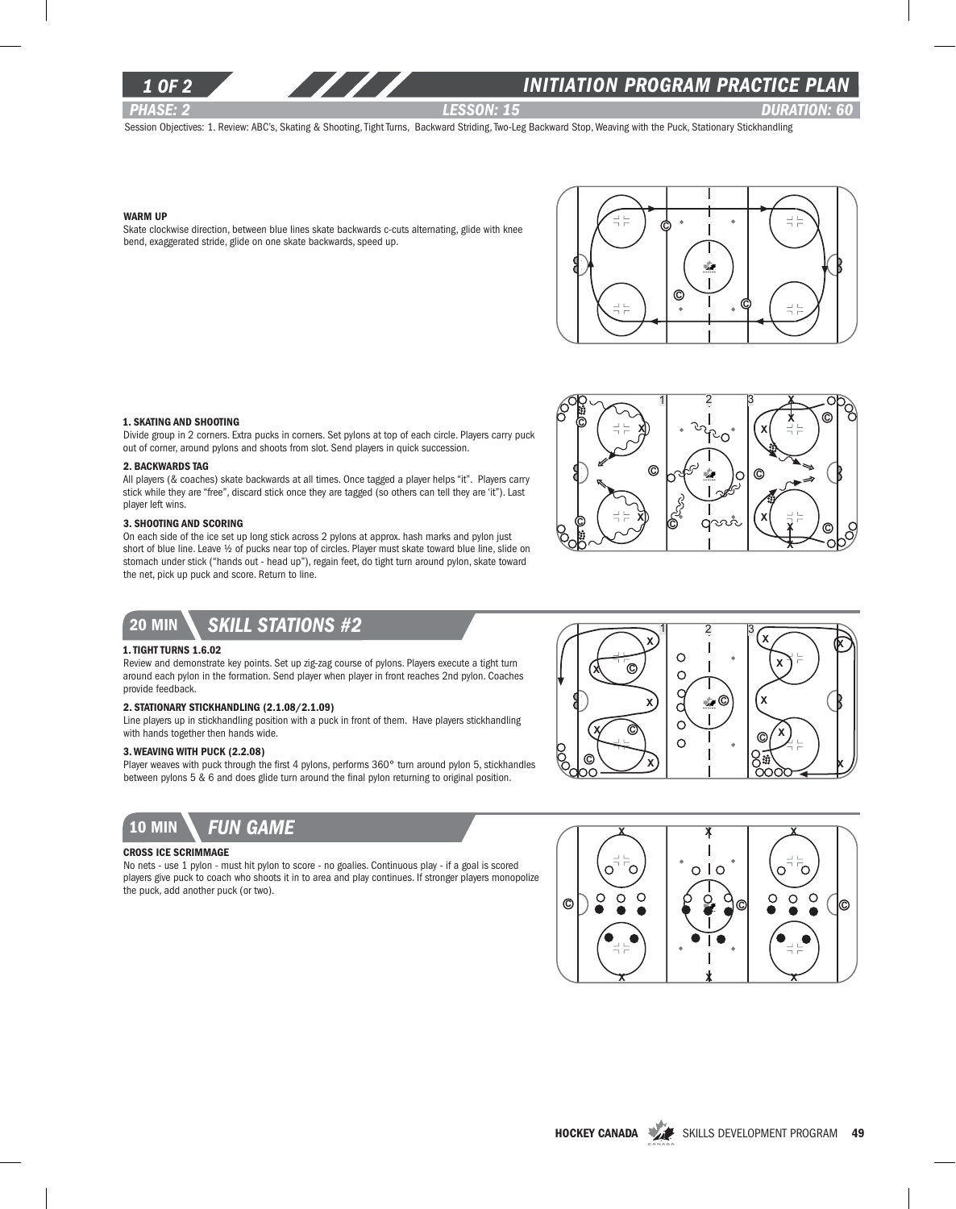# INITIATION PROGRAM PRACTICE PLAN

*PHASE: 2* *LESSON: 15* *DURATION: 60*

Session Objectives: 1. Review: ABC's, Skating & Shooting, Tight Turns, Backward Striding, Two-Leg Backward Stop, Weaving with the Puck, Stationary Stickhandling

**WARM UP**

Skate clockwise direction, between blue lines skate backwards c-cuts alternating, glide with knee bend, exaggerated stride, glide on one skate backwards, speed up.

**1. SKATING AND SHOOTING**

Divide group in 2 corners. Extra pucks in corners. Set pylons at top of each circle. Players carry puck out of corner, around pylons and shoots from slot. Send players in quick succession.

**2. BACKWARDS TAG**

All players (& coaches) skate backwards at all times. Once tagged a player helps "it". Players carry stick while they are "free", discard stick once they are tagged (so others can tell they are 'it'). Last player left wins.

**3. SHOOTING AND SCORING**

On each side of the ice set up long stick across 2 pylons at approx. hash marks and pylon just short of blue line. Leave ½ of pucks near top of circles. Player must skate toward blue line, slide on stomach under stick ("hands out - head up"), regain feet, do tight turn around pylon, skate toward the net, pick up puck and score. Return to line.

## 20 MIN *SKILL STATIONS #2*

**1. TIGHT TURNS 1.6.02**

Review and demonstrate key points. Set up zig-zag course of pylons. Players execute a tight turn around each pylon in the formation. Send player when player in front reaches 2nd pylon. Coaches provide feedback.

**2. STATIONARY STICKHANDLING (2.1.08/2.1.09)**

Line players up in stickhandling position with a puck in front of them. Have players stickhandling with hands together then hands wide.

**3. WEAVING WITH PUCK (2.2.08)**

Player weaves with puck through the first 4 pylons, performs 360° turn around pylon 5, stickhandles between pylons 5 & 6 and does glide turn around the final pylon returning to original position.

## 10 MIN *FUN GAME*

**CROSS ICE SCRIMMAGE**

No nets - use 1 pylon - must hit pylon to score - no goalies. Continuous play - if a goal is scored players give puck to coach who shoots it in to area and play continues. If stronger players monopolize the puck, add another puck (or two).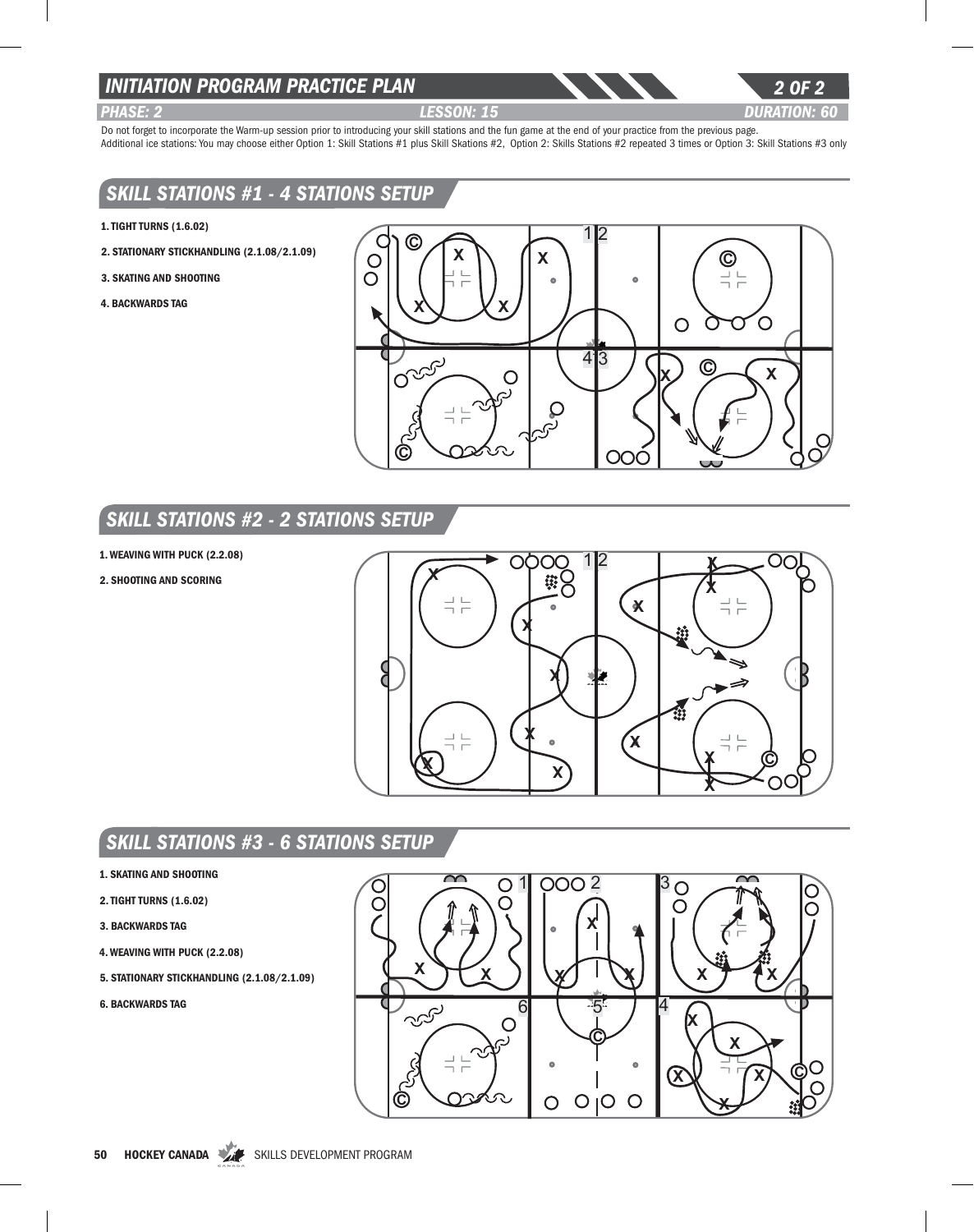# INITIATION PROGRAM PRACTICE PLAN

*PHASE: 2* *LESSON: 15* *DURATION: 60*

Do not forget to incorporate the Warm-up session prior to introducing your skill stations and the fun game at the end of your practice from the previous page.
Additional ice stations: You may choose either Option 1: Skill Stations #1 plus Skill Skations #2, Option 2: Skills Stations #2 repeated 3 times or Option 3: Skill Stations #3 only

## SKILL STATIONS #1 - 4 STATIONS SETUP

1. TIGHT TURNS (1.6.02)
2. STATIONARY STICKHANDLING (2.1.08/2.1.09)
3. SKATING AND SHOOTING
4. BACKWARDS TAG

## SKILL STATIONS #2 - 2 STATIONS SETUP

1. WEAVING WITH PUCK (2.2.08)
2. SHOOTING AND SCORING

## SKILL STATIONS #3 - 6 STATIONS SETUP

1. SKATING AND SHOOTING
2. TIGHT TURNS (1.6.02)
3. BACKWARDS TAG
4. WEAVING WITH PUCK (2.2.08)
5. STATIONARY STICKHANDLING (2.1.08/2.1.09)
6. BACKWARDS TAG